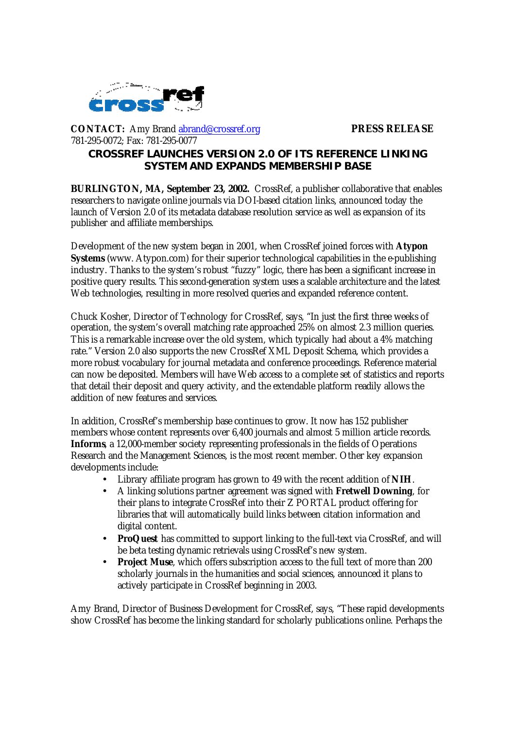**CONTACT:** Amy Brand abrand@crossref.org **PRESS RELEASE**
781-295-0072; Fax: 781-295-0077

# CROSSREF LAUNCHES VERSION 2.0 OF ITS REFERENCE LINKING SYSTEM AND EXPANDS MEMBERSHIP BASE

**BURLINGTON, MA, September 23, 2002.** CrossRef, a publisher collaborative that enables researchers to navigate online journals via DOI-based citation links, announced today the launch of Version 2.0 of its metadata database resolution service as well as expansion of its publisher and affiliate memberships.

Development of the new system began in 2001, when CrossRef joined forces with **Atypon Systems** (www. Atypon.com) for their superior technological capabilities in the e-publishing industry. Thanks to the system's robust "fuzzy" logic, there has been a significant increase in positive query results. This second-generation system uses a scalable architecture and the latest Web technologies, resulting in more resolved queries and expanded reference content.

Chuck Kosher, Director of Technology for CrossRef, says, "In just the first three weeks of operation, the system's overall matching rate approached 25% on almost 2.3 million queries. This is a remarkable increase over the old system, which typically had about a 4% matching rate." Version 2.0 also supports the new CrossRef XML Deposit Schema, which provides a more robust vocabulary for journal metadata and conference proceedings. Reference material can now be deposited. Members will have Web access to a complete set of statistics and reports that detail their deposit and query activity, and the extendable platform readily allows the addition of new features and services.

In addition, CrossRef's membership base continues to grow. It now has 152 publisher members whose content represents over 6,400 journals and almost 5 million article records. **Informs**, a 12,000-member society representing professionals in the fields of Operations Research and the Management Sciences, is the most recent member. Other key expansion developments include:

- Library affiliate program has grown to 49 with the recent addition of **NIH**.
- A linking solutions partner agreement was signed with **Fretwell Downing**, for their plans to integrate CrossRef into their Z PORTAL product offering for libraries that will automatically build links between citation information and digital content.
- **ProQuest** has committed to support linking to the full-text via CrossRef, and will be beta testing dynamic retrievals using CrossRef's new system.
- **Project Muse**, which offers subscription access to the full text of more than 200 scholarly journals in the humanities and social sciences, announced it plans to actively participate in CrossRef beginning in 2003.

Amy Brand, Director of Business Development for CrossRef, says, "These rapid developments show CrossRef has become the linking standard for scholarly publications online. Perhaps the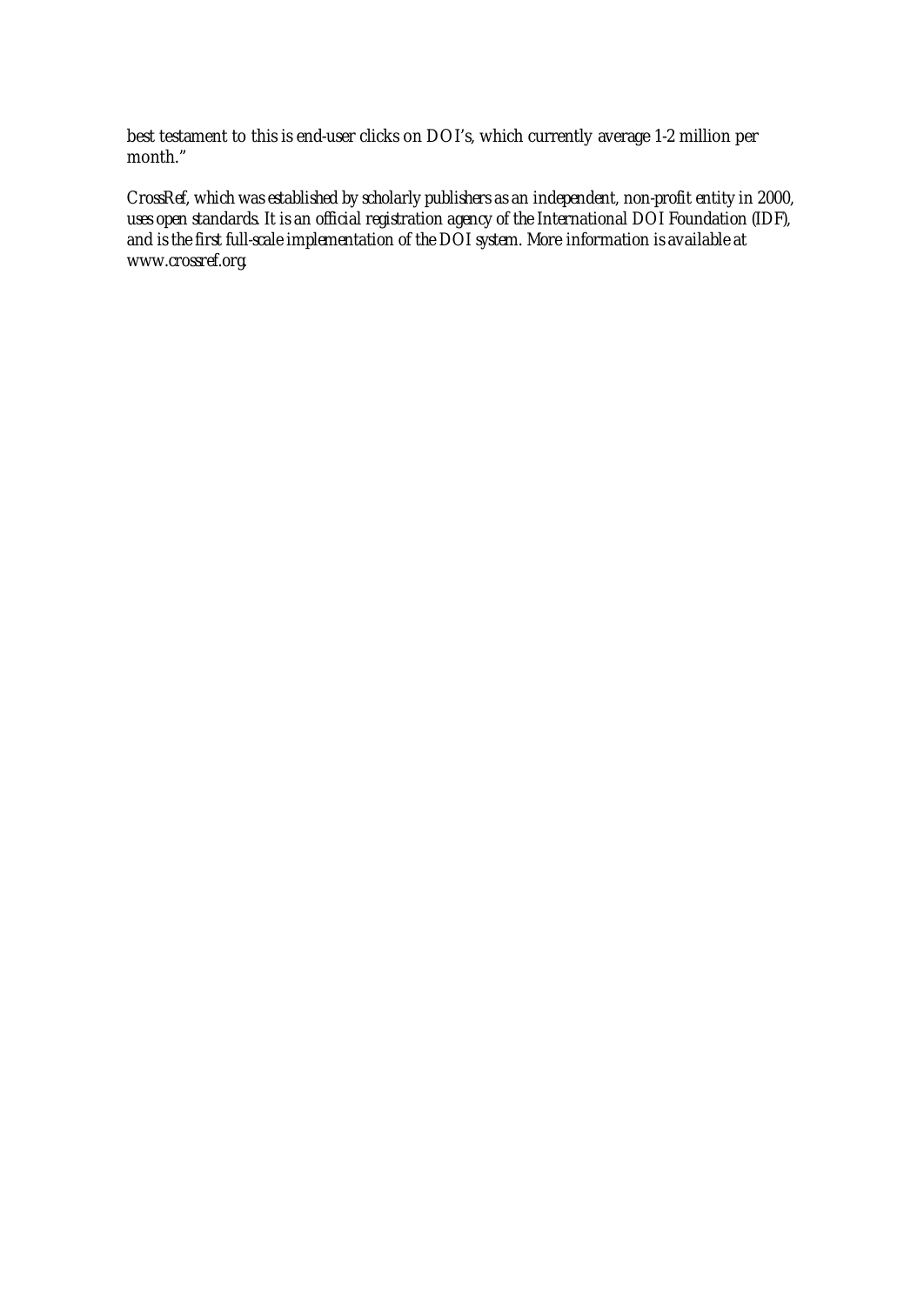best testament to this is end-user clicks on DOI's, which currently average 1-2 million per month."

*CrossRef, which was established by scholarly publishers as an independent, non-profit entity in 2000, uses open standards. It is an official registration agency of the International DOI Foundation (IDF), and is the first full-scale implementation of the DOI system. More information is available at www.crossref.org.*